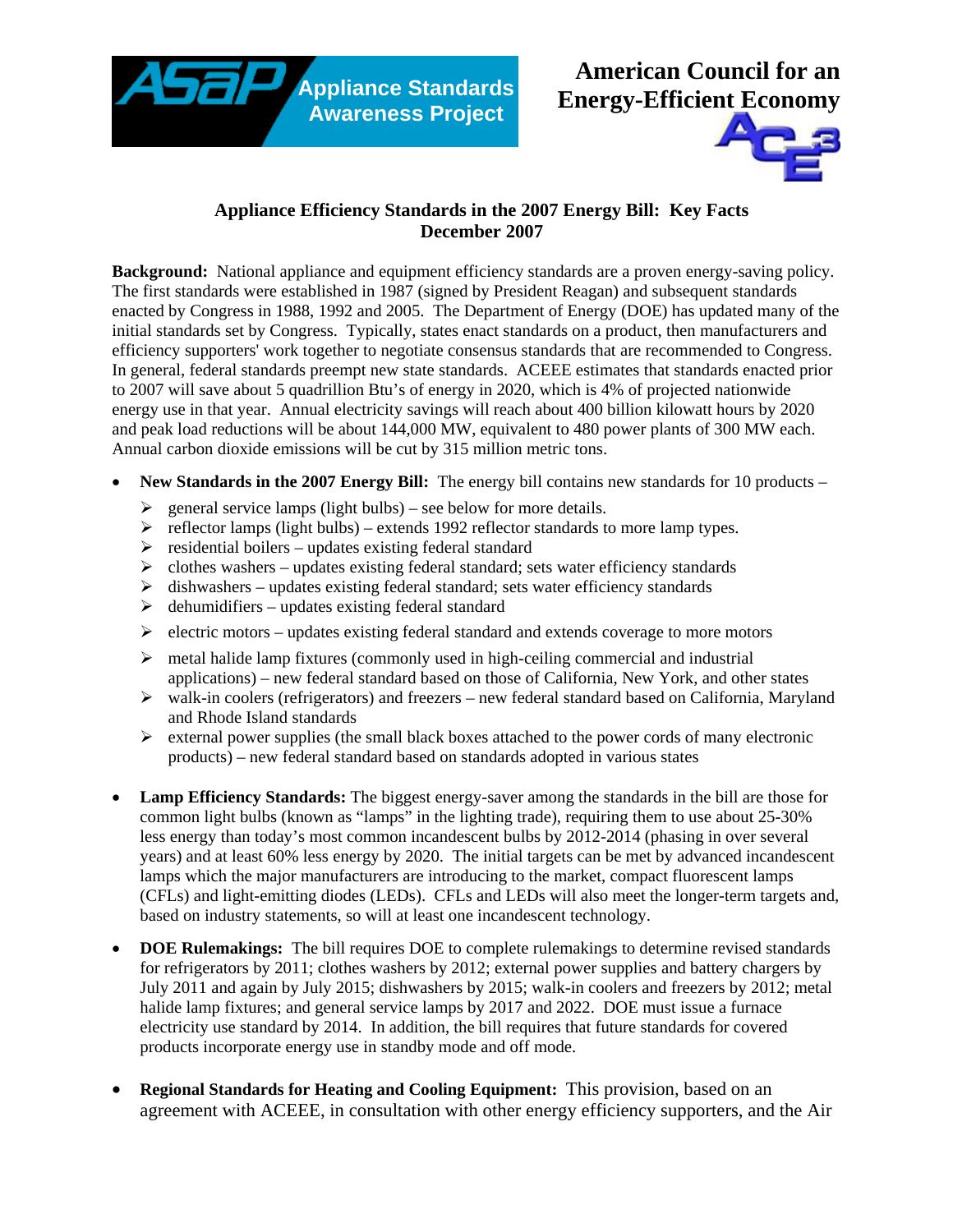ASAP Appliance Standards Awareness Project

American Council for an Energy-Efficient Economy

## Appliance Efficiency Standards in the 2007 Energy Bill: Key Facts
## December 2007

**Background:** National appliance and equipment efficiency standards are a proven energy-saving policy. The first standards were established in 1987 (signed by President Reagan) and subsequent standards enacted by Congress in 1988, 1992 and 2005. The Department of Energy (DOE) has updated many of the initial standards set by Congress. Typically, states enact standards on a product, then manufacturers and efficiency supporters' work together to negotiate consensus standards that are recommended to Congress. In general, federal standards preempt new state standards. ACEEE estimates that standards enacted prior to 2007 will save about 5 quadrillion Btu's of energy in 2020, which is 4% of projected nationwide energy use in that year. Annual electricity savings will reach about 400 billion kilowatt hours by 2020 and peak load reductions will be about 144,000 MW, equivalent to 480 power plants of 300 MW each. Annual carbon dioxide emissions will be cut by 315 million metric tons.

- **New Standards in the 2007 Energy Bill:** The energy bill contains new standards for 10 products –
  - general service lamps (light bulbs) – see below for more details.
  - reflector lamps (light bulbs) – extends 1992 reflector standards to more lamp types.
  - residential boilers – updates existing federal standard
  - clothes washers – updates existing federal standard; sets water efficiency standards
  - dishwashers – updates existing federal standard; sets water efficiency standards
  - dehumidifiers – updates existing federal standard
  - electric motors – updates existing federal standard and extends coverage to more motors
  - metal halide lamp fixtures (commonly used in high-ceiling commercial and industrial applications) – new federal standard based on those of California, New York, and other states
  - walk-in coolers (refrigerators) and freezers – new federal standard based on California, Maryland and Rhode Island standards
  - external power supplies (the small black boxes attached to the power cords of many electronic products) – new federal standard based on standards adopted in various states

- **Lamp Efficiency Standards:** The biggest energy-saver among the standards in the bill are those for common light bulbs (known as "lamps" in the lighting trade), requiring them to use about 25-30% less energy than today's most common incandescent bulbs by 2012-2014 (phasing in over several years) and at least 60% less energy by 2020. The initial targets can be met by advanced incandescent lamps which the major manufacturers are introducing to the market, compact fluorescent lamps (CFLs) and light-emitting diodes (LEDs). CFLs and LEDs will also meet the longer-term targets and, based on industry statements, so will at least one incandescent technology.

- **DOE Rulemakings:** The bill requires DOE to complete rulemakings to determine revised standards for refrigerators by 2011; clothes washers by 2012; external power supplies and battery chargers by July 2011 and again by July 2015; dishwashers by 2015; walk-in coolers and freezers by 2012; metal halide lamp fixtures; and general service lamps by 2017 and 2022. DOE must issue a furnace electricity use standard by 2014. In addition, the bill requires that future standards for covered products incorporate energy use in standby mode and off mode.

- **Regional Standards for Heating and Cooling Equipment:** This provision, based on an agreement with ACEEE, in consultation with other energy efficiency supporters, and the Air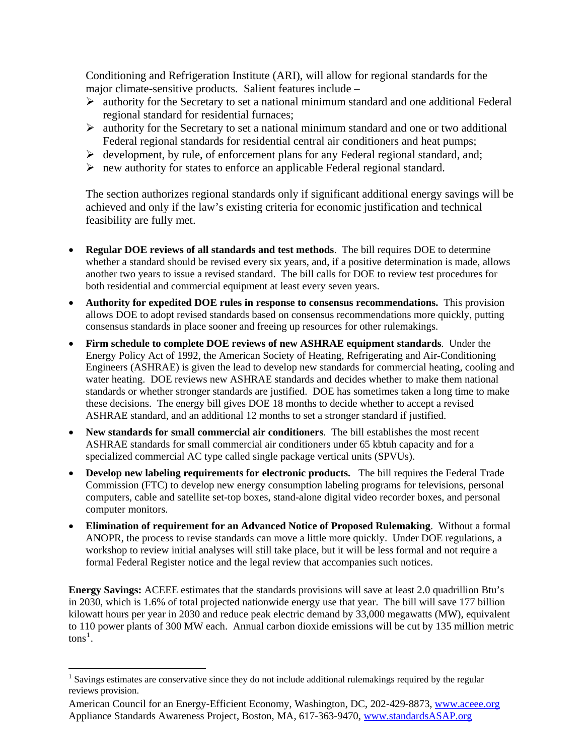Conditioning and Refrigeration Institute (ARI), will allow for regional standards for the major climate-sensitive products. Salient features include –

- authority for the Secretary to set a national minimum standard and one additional Federal regional standard for residential furnaces;
- authority for the Secretary to set a national minimum standard and one or two additional Federal regional standards for residential central air conditioners and heat pumps;
- development, by rule, of enforcement plans for any Federal regional standard, and;
- new authority for states to enforce an applicable Federal regional standard.

The section authorizes regional standards only if significant additional energy savings will be achieved and only if the law's existing criteria for economic justification and technical feasibility are fully met.

- **Regular DOE reviews of all standards and test methods**. The bill requires DOE to determine whether a standard should be revised every six years, and, if a positive determination is made, allows another two years to issue a revised standard. The bill calls for DOE to review test procedures for both residential and commercial equipment at least every seven years.
- **Authority for expedited DOE rules in response to consensus recommendations.** This provision allows DOE to adopt revised standards based on consensus recommendations more quickly, putting consensus standards in place sooner and freeing up resources for other rulemakings.
- **Firm schedule to complete DOE reviews of new ASHRAE equipment standards**. Under the Energy Policy Act of 1992, the American Society of Heating, Refrigerating and Air-Conditioning Engineers (ASHRAE) is given the lead to develop new standards for commercial heating, cooling and water heating. DOE reviews new ASHRAE standards and decides whether to make them national standards or whether stronger standards are justified. DOE has sometimes taken a long time to make these decisions. The energy bill gives DOE 18 months to decide whether to accept a revised ASHRAE standard, and an additional 12 months to set a stronger standard if justified.
- **New standards for small commercial air conditioners**. The bill establishes the most recent ASHRAE standards for small commercial air conditioners under 65 kbtuh capacity and for a specialized commercial AC type called single package vertical units (SPVUs).
- **Develop new labeling requirements for electronic products.** The bill requires the Federal Trade Commission (FTC) to develop new energy consumption labeling programs for televisions, personal computers, cable and satellite set-top boxes, stand-alone digital video recorder boxes, and personal computer monitors.
- **Elimination of requirement for an Advanced Notice of Proposed Rulemaking**. Without a formal ANOPR, the process to revise standards can move a little more quickly. Under DOE regulations, a workshop to review initial analyses will still take place, but it will be less formal and not require a formal Federal Register notice and the legal review that accompanies such notices.

**Energy Savings:** ACEEE estimates that the standards provisions will save at least 2.0 quadrillion Btu's in 2030, which is 1.6% of total projected nationwide energy use that year. The bill will save 177 billion kilowatt hours per year in 2030 and reduce peak electric demand by 33,000 megawatts (MW), equivalent to 110 power plants of 300 MW each. Annual carbon dioxide emissions will be cut by 135 million metric tons[1].

[1] Savings estimates are conservative since they do not include additional rulemakings required by the regular reviews provision.

American Council for an Energy-Efficient Economy, Washington, DC, 202-429-8873, www.aceee.org
Appliance Standards Awareness Project, Boston, MA, 617-363-9470, www.standardsASAP.org